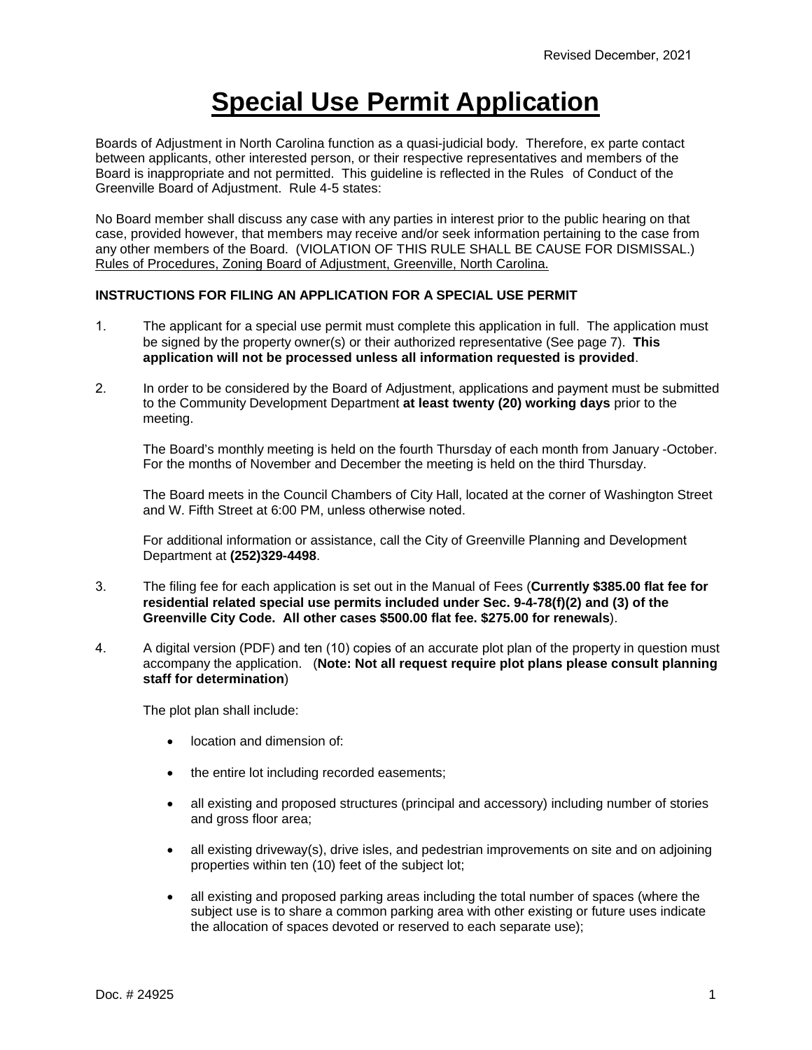Revised December, 2021

# Special Use Permit Application

Boards of Adjustment in North Carolina function as a quasi-judicial body. Therefore, ex parte contact between applicants, other interested person, or their respective representatives and members of the Board is inappropriate and not permitted. This guideline is reflected in the Rules of Conduct of the Greenville Board of Adjustment. Rule 4-5 states:

No Board member shall discuss any case with any parties in interest prior to the public hearing on that case, provided however, that members may receive and/or seek information pertaining to the case from any other members of the Board. (VIOLATION OF THIS RULE SHALL BE CAUSE FOR DISMISSAL.) Rules of Procedures, Zoning Board of Adjustment, Greenville, North Carolina.

**INSTRUCTIONS FOR FILING AN APPLICATION FOR A SPECIAL USE PERMIT**

1. The applicant for a special use permit must complete this application in full. The application must be signed by the property owner(s) or their authorized representative (See page 7). **This application will not be processed unless all information requested is provided**.

2. In order to be considered by the Board of Adjustment, applications and payment must be submitted to the Community Development Department **at least twenty (20) working days** prior to the meeting.

   The Board's monthly meeting is held on the fourth Thursday of each month from January -October. For the months of November and December the meeting is held on the third Thursday.

   The Board meets in the Council Chambers of City Hall, located at the corner of Washington Street and W. Fifth Street at 6:00 PM, unless otherwise noted.

   For additional information or assistance, call the City of Greenville Planning and Development Department at **(252)329-4498**.

3. The filing fee for each application is set out in the Manual of Fees (**Currently $385.00 flat fee for residential related special use permits included under Sec. 9-4-78(f)(2) and (3) of the Greenville City Code. All other cases $500.00 flat fee. $275.00 for renewals**).

4. A digital version (PDF) and ten (10) copies of an accurate plot plan of the property in question must accompany the application. (**Note: Not all request require plot plans please consult planning staff for determination**)

   The plot plan shall include:

   - location and dimension of:
   - the entire lot including recorded easements;
   - all existing and proposed structures (principal and accessory) including number of stories and gross floor area;
   - all existing driveway(s), drive isles, and pedestrian improvements on site and on adjoining properties within ten (10) feet of the subject lot;
   - all existing and proposed parking areas including the total number of spaces (where the subject use is to share a common parking area with other existing or future uses indicate the allocation of spaces devoted or reserved to each separate use);

Doc. # 24925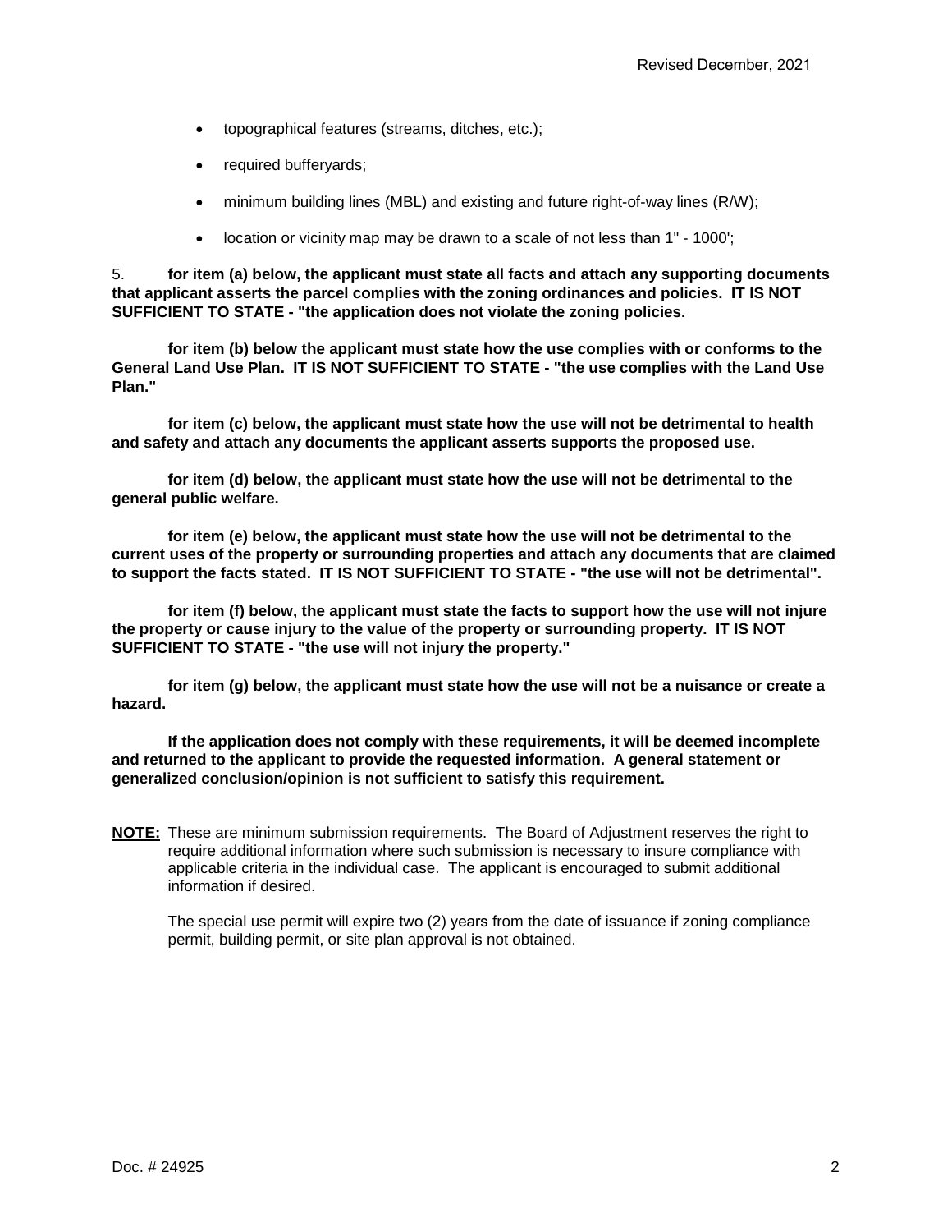- topographical features (streams, ditches, etc.);
- required bufferyards;
- minimum building lines (MBL) and existing and future right-of-way lines (R/W);
- location or vicinity map may be drawn to a scale of not less than 1" - 1000';

5. **for item (a) below, the applicant must state all facts and attach any supporting documents that applicant asserts the parcel complies with the zoning ordinances and policies. IT IS NOT SUFFICIENT TO STATE - "the application does not violate the zoning policies.**

**for item (b) below the applicant must state how the use complies with or conforms to the General Land Use Plan. IT IS NOT SUFFICIENT TO STATE - "the use complies with the Land Use Plan."**

**for item (c) below, the applicant must state how the use will not be detrimental to health and safety and attach any documents the applicant asserts supports the proposed use.**

**for item (d) below, the applicant must state how the use will not be detrimental to the general public welfare.**

**for item (e) below, the applicant must state how the use will not be detrimental to the current uses of the property or surrounding properties and attach any documents that are claimed to support the facts stated. IT IS NOT SUFFICIENT TO STATE - "the use will not be detrimental".**

**for item (f) below, the applicant must state the facts to support how the use will not injure the property or cause injury to the value of the property or surrounding property. IT IS NOT SUFFICIENT TO STATE - "the use will not injury the property."**

**for item (g) below, the applicant must state how the use will not be a nuisance or create a hazard.**

**If the application does not comply with these requirements, it will be deemed incomplete and returned to the applicant to provide the requested information. A general statement or generalized conclusion/opinion is not sufficient to satisfy this requirement.**

**NOTE:** These are minimum submission requirements. The Board of Adjustment reserves the right to require additional information where such submission is necessary to insure compliance with applicable criteria in the individual case. The applicant is encouraged to submit additional information if desired.

The special use permit will expire two (2) years from the date of issuance if zoning compliance permit, building permit, or site plan approval is not obtained.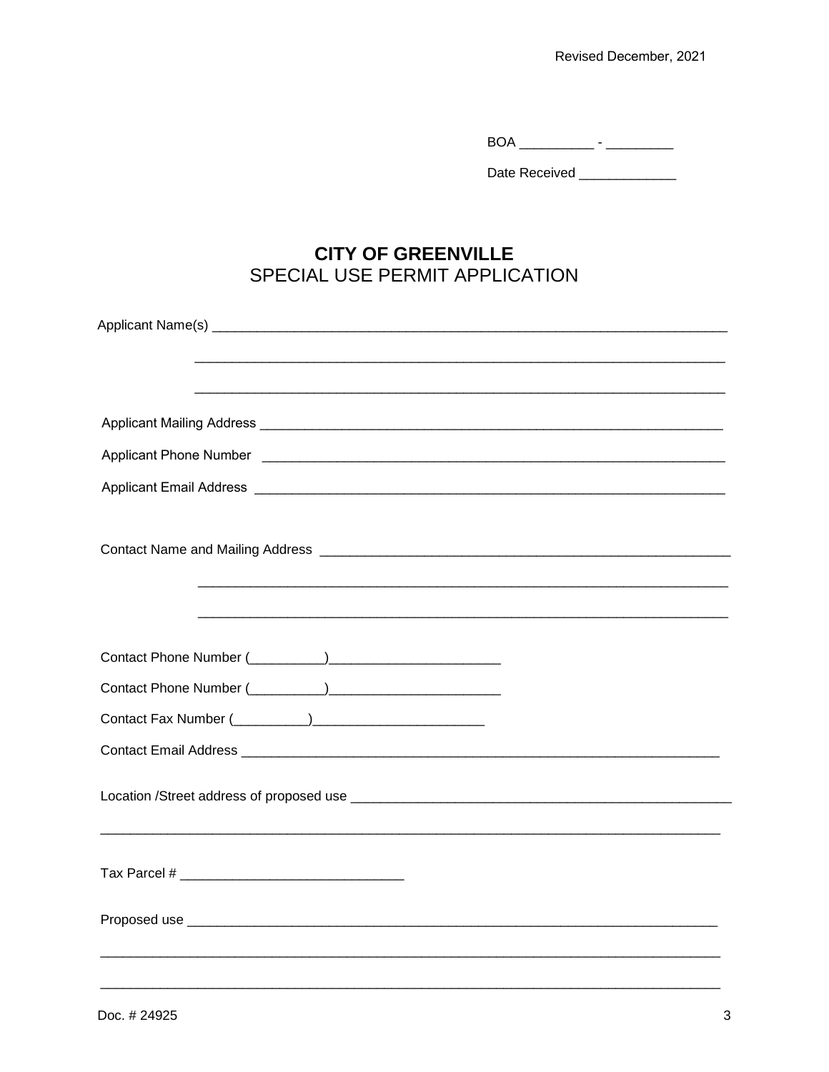Revised December, 2021

BOA __________ - _________

Date Received _____________

# CITY OF GREENVILLE
## SPECIAL USE PERMIT APPLICATION

Applicant Name(s) ______________________________________________________________________

______________________________________________________________________

______________________________________________________________________

Applicant Mailing Address ______________________________________________________________

Applicant Phone Number ________________________________________________________________

Applicant Email Address ________________________________________________________________

Contact Name and Mailing Address ______________________________________________________

______________________________________________________________________

______________________________________________________________________

Contact Phone Number (__________)_______________________

Contact Phone Number (__________)_______________________

Contact Fax Number (__________)_______________________

Contact Email Address _________________________________________________________________

Location /Street address of proposed use ____________________________________________________

_______________________________________________________________________________________

Tax Parcel # ______________________________

Proposed use ____________________________________________________________________________

_______________________________________________________________________________________

_______________________________________________________________________________________

Doc. # 24925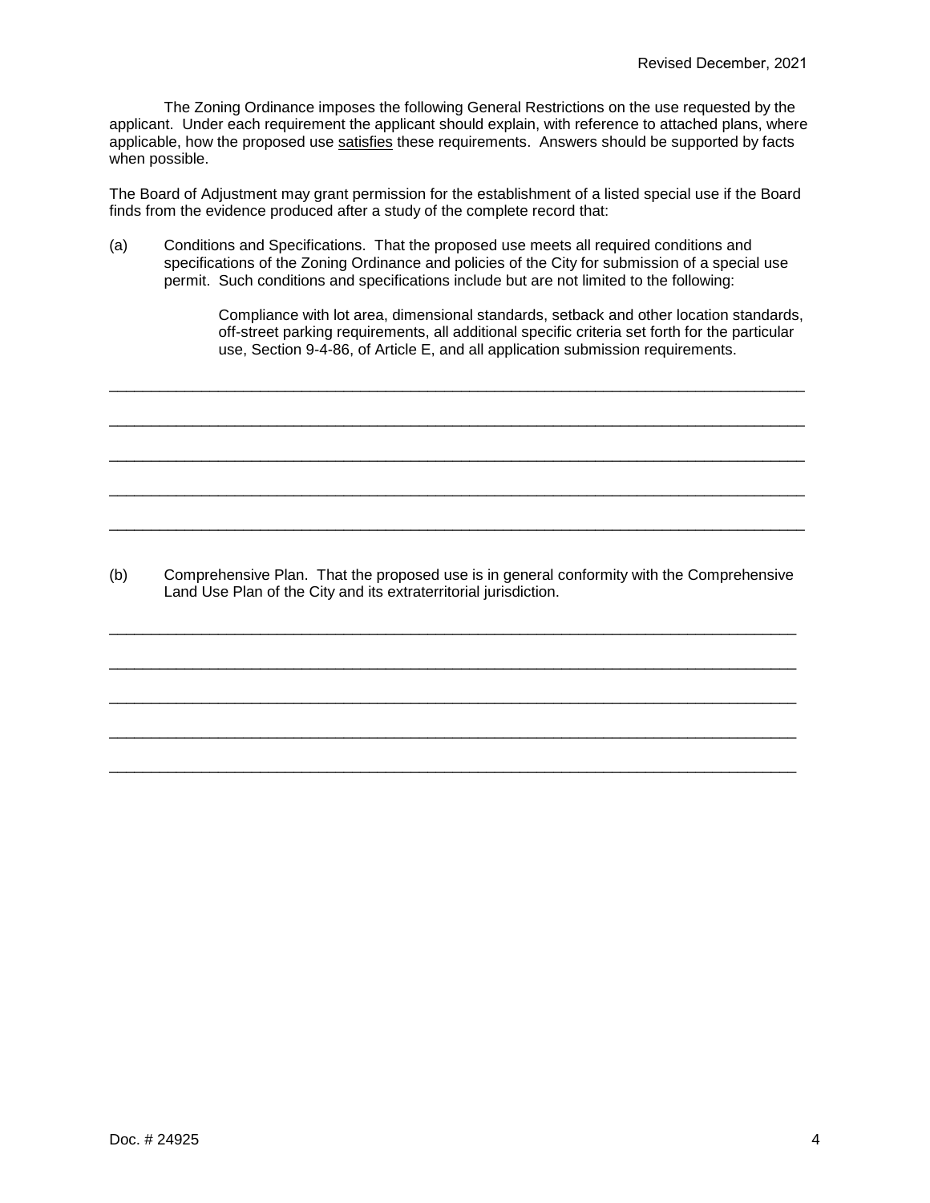The Zoning Ordinance imposes the following General Restrictions on the use requested by the applicant. Under each requirement the applicant should explain, with reference to attached plans, where applicable, how the proposed use <u>satisfies</u> these requirements. Answers should be supported by facts when possible.

The Board of Adjustment may grant permission for the establishment of a listed special use if the Board finds from the evidence produced after a study of the complete record that:

(a) Conditions and Specifications. That the proposed use meets all required conditions and specifications of the Zoning Ordinance and policies of the City for submission of a special use permit. Such conditions and specifications include but are not limited to the following:

> Compliance with lot area, dimensional standards, setback and other location standards, off-street parking requirements, all additional specific criteria set forth for the particular use, Section 9-4-86, of Article E, and all application submission requirements.

_______________________________________________________________________________

_______________________________________________________________________________

_______________________________________________________________________________

_______________________________________________________________________________

_______________________________________________________________________________

(b) Comprehensive Plan. That the proposed use is in general conformity with the Comprehensive Land Use Plan of the City and its extraterritorial jurisdiction.

_______________________________________________________________________________

_______________________________________________________________________________

_______________________________________________________________________________

_______________________________________________________________________________

_______________________________________________________________________________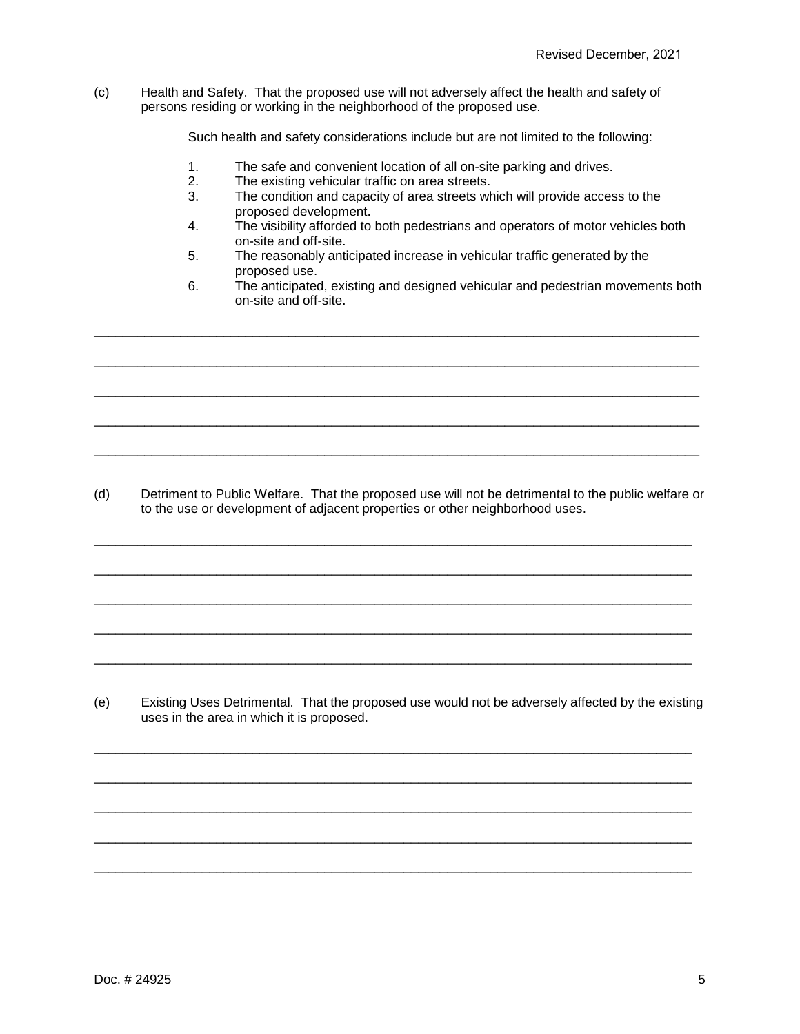(c) Health and Safety. That the proposed use will not adversely affect the health and safety of persons residing or working in the neighborhood of the proposed use.

Such health and safety considerations include but are not limited to the following:

1. The safe and convenient location of all on-site parking and drives.
2. The existing vehicular traffic on area streets.
3. The condition and capacity of area streets which will provide access to the proposed development.
4. The visibility afforded to both pedestrians and operators of motor vehicles both on-site and off-site.
5. The reasonably anticipated increase in vehicular traffic generated by the proposed use.
6. The anticipated, existing and designed vehicular and pedestrian movements both on-site and off-site.

_______________________________________________________________________________

_______________________________________________________________________________

_______________________________________________________________________________

_______________________________________________________________________________

_______________________________________________________________________________

(d) Detriment to Public Welfare. That the proposed use will not be detrimental to the public welfare or to the use or development of adjacent properties or other neighborhood uses.

_______________________________________________________________________________

_______________________________________________________________________________

_______________________________________________________________________________

_______________________________________________________________________________

_______________________________________________________________________________

(e) Existing Uses Detrimental. That the proposed use would not be adversely affected by the existing uses in the area in which it is proposed.

_______________________________________________________________________________

_______________________________________________________________________________

_______________________________________________________________________________

_______________________________________________________________________________

_______________________________________________________________________________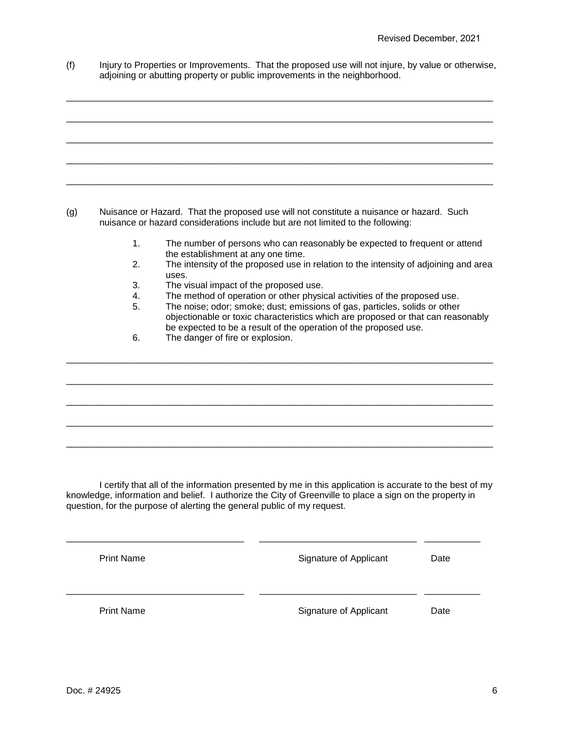(f) Injury to Properties or Improvements. That the proposed use will not injure, by value or otherwise, adjoining or abutting property or public improvements in the neighborhood.

\_\_\_\_\_\_\_\_\_\_\_\_\_\_\_\_\_\_\_\_\_\_\_\_\_\_\_\_\_\_\_\_\_\_\_\_\_\_\_\_\_\_\_\_\_\_\_\_\_\_\_\_\_\_\_\_\_\_\_\_\_\_\_\_\_\_\_\_\_\_\_\_\_\_\_\_\_\_

\_\_\_\_\_\_\_\_\_\_\_\_\_\_\_\_\_\_\_\_\_\_\_\_\_\_\_\_\_\_\_\_\_\_\_\_\_\_\_\_\_\_\_\_\_\_\_\_\_\_\_\_\_\_\_\_\_\_\_\_\_\_\_\_\_\_\_\_\_\_\_\_\_\_\_\_\_\_

\_\_\_\_\_\_\_\_\_\_\_\_\_\_\_\_\_\_\_\_\_\_\_\_\_\_\_\_\_\_\_\_\_\_\_\_\_\_\_\_\_\_\_\_\_\_\_\_\_\_\_\_\_\_\_\_\_\_\_\_\_\_\_\_\_\_\_\_\_\_\_\_\_\_\_\_\_\_

\_\_\_\_\_\_\_\_\_\_\_\_\_\_\_\_\_\_\_\_\_\_\_\_\_\_\_\_\_\_\_\_\_\_\_\_\_\_\_\_\_\_\_\_\_\_\_\_\_\_\_\_\_\_\_\_\_\_\_\_\_\_\_\_\_\_\_\_\_\_\_\_\_\_\_\_\_\_

\_\_\_\_\_\_\_\_\_\_\_\_\_\_\_\_\_\_\_\_\_\_\_\_\_\_\_\_\_\_\_\_\_\_\_\_\_\_\_\_\_\_\_\_\_\_\_\_\_\_\_\_\_\_\_\_\_\_\_\_\_\_\_\_\_\_\_\_\_\_\_\_\_\_\_\_\_\_

(g) Nuisance or Hazard. That the proposed use will not constitute a nuisance or hazard. Such nuisance or hazard considerations include but are not limited to the following:

1. The number of persons who can reasonably be expected to frequent or attend the establishment at any one time.
2. The intensity of the proposed use in relation to the intensity of adjoining and area uses.
3. The visual impact of the proposed use.
4. The method of operation or other physical activities of the proposed use.
5. The noise; odor; smoke; dust; emissions of gas, particles, solids or other objectionable or toxic characteristics which are proposed or that can reasonably be expected to be a result of the operation of the proposed use.
6. The danger of fire or explosion.

\_\_\_\_\_\_\_\_\_\_\_\_\_\_\_\_\_\_\_\_\_\_\_\_\_\_\_\_\_\_\_\_\_\_\_\_\_\_\_\_\_\_\_\_\_\_\_\_\_\_\_\_\_\_\_\_\_\_\_\_\_\_\_\_\_\_\_\_\_\_\_\_\_\_\_\_\_\_

\_\_\_\_\_\_\_\_\_\_\_\_\_\_\_\_\_\_\_\_\_\_\_\_\_\_\_\_\_\_\_\_\_\_\_\_\_\_\_\_\_\_\_\_\_\_\_\_\_\_\_\_\_\_\_\_\_\_\_\_\_\_\_\_\_\_\_\_\_\_\_\_\_\_\_\_\_\_

\_\_\_\_\_\_\_\_\_\_\_\_\_\_\_\_\_\_\_\_\_\_\_\_\_\_\_\_\_\_\_\_\_\_\_\_\_\_\_\_\_\_\_\_\_\_\_\_\_\_\_\_\_\_\_\_\_\_\_\_\_\_\_\_\_\_\_\_\_\_\_\_\_\_\_\_\_\_

\_\_\_\_\_\_\_\_\_\_\_\_\_\_\_\_\_\_\_\_\_\_\_\_\_\_\_\_\_\_\_\_\_\_\_\_\_\_\_\_\_\_\_\_\_\_\_\_\_\_\_\_\_\_\_\_\_\_\_\_\_\_\_\_\_\_\_\_\_\_\_\_\_\_\_\_\_\_

\_\_\_\_\_\_\_\_\_\_\_\_\_\_\_\_\_\_\_\_\_\_\_\_\_\_\_\_\_\_\_\_\_\_\_\_\_\_\_\_\_\_\_\_\_\_\_\_\_\_\_\_\_\_\_\_\_\_\_\_\_\_\_\_\_\_\_\_\_\_\_\_\_\_\_\_\_\_

I certify that all of the information presented by me in this application is accurate to the best of my knowledge, information and belief. I authorize the City of Greenville to place a sign on the property in question, for the purpose of alerting the general public of my request.

| Print Name | Signature of Applicant | Date |
|---|---|---|
| \_\_\_\_\_\_\_\_\_\_\_\_\_\_\_\_\_\_\_\_ | \_\_\_\_\_\_\_\_\_\_\_\_\_\_\_\_\_\_\_\_ | \_\_\_\_\_\_\_\_ |
| \_\_\_\_\_\_\_\_\_\_\_\_\_\_\_\_\_\_\_\_ | \_\_\_\_\_\_\_\_\_\_\_\_\_\_\_\_\_\_\_\_ | \_\_\_\_\_\_\_\_ |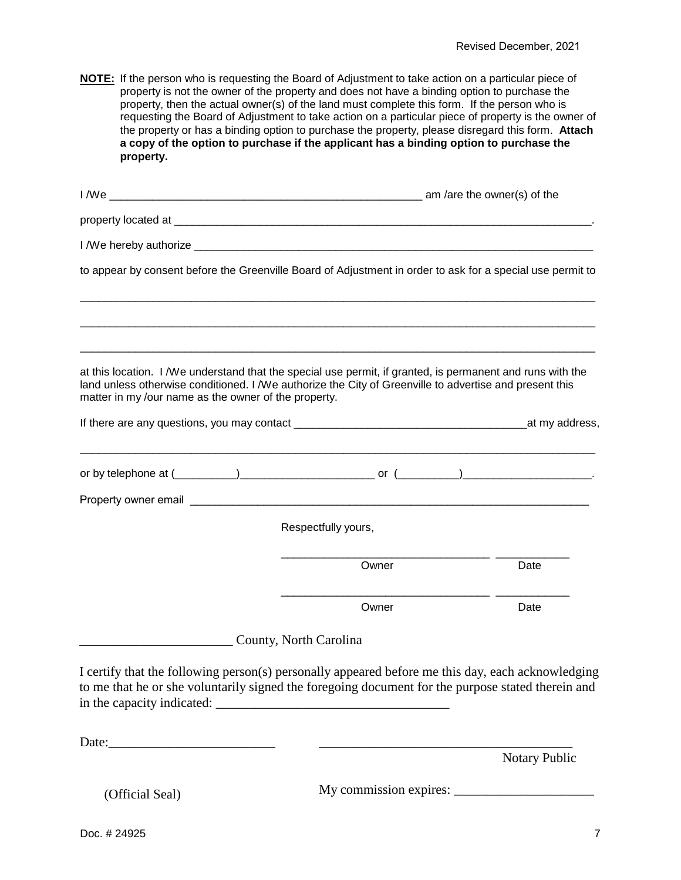Revised December, 2021

**NOTE:** If the person who is requesting the Board of Adjustment to take action on a particular piece of property is not the owner of the property and does not have a binding option to purchase the property, then the actual owner(s) of the land must complete this form. If the person who is requesting the Board of Adjustment to take action on a particular piece of property is the owner of the property or has a binding option to purchase the property, please disregard this form. **Attach a copy of the option to purchase if the applicant has a binding option to purchase the property.**

I /We ____________________________________________________ am /are the owner(s) of the

property located at ________________________________________________________________________.

I /We hereby authorize __________________________________________________________________

to appear by consent before the Greenville Board of Adjustment in order to ask for a special use permit to

_____________________________________________________________________________________

_____________________________________________________________________________________

_____________________________________________________________________________________

at this location. I /We understand that the special use permit, if granted, is permanent and runs with the land unless otherwise conditioned. I /We authorize the City of Greenville to advertise and present this matter in my /our name as the owner of the property.

If there are any questions, you may contact ______________________________________at my address,

_____________________________________________________________________________________

or by telephone at (__________)______________________ or (__________)_____________________.

Property owner email ___________________________________________________________________

Respectfully yours,

_________________________________ ____________
Owner Date

_________________________________ ____________
Owner Date

_______________________ County, North Carolina

I certify that the following person(s) personally appeared before me this day, each acknowledging to me that he or she voluntarily signed the foregoing document for the purpose stated therein and in the capacity indicated: ___________________________________

Date:_________________________ ______________________________________
Notary Public

(Official Seal) My commission expires: _____________________

Doc. # 24925